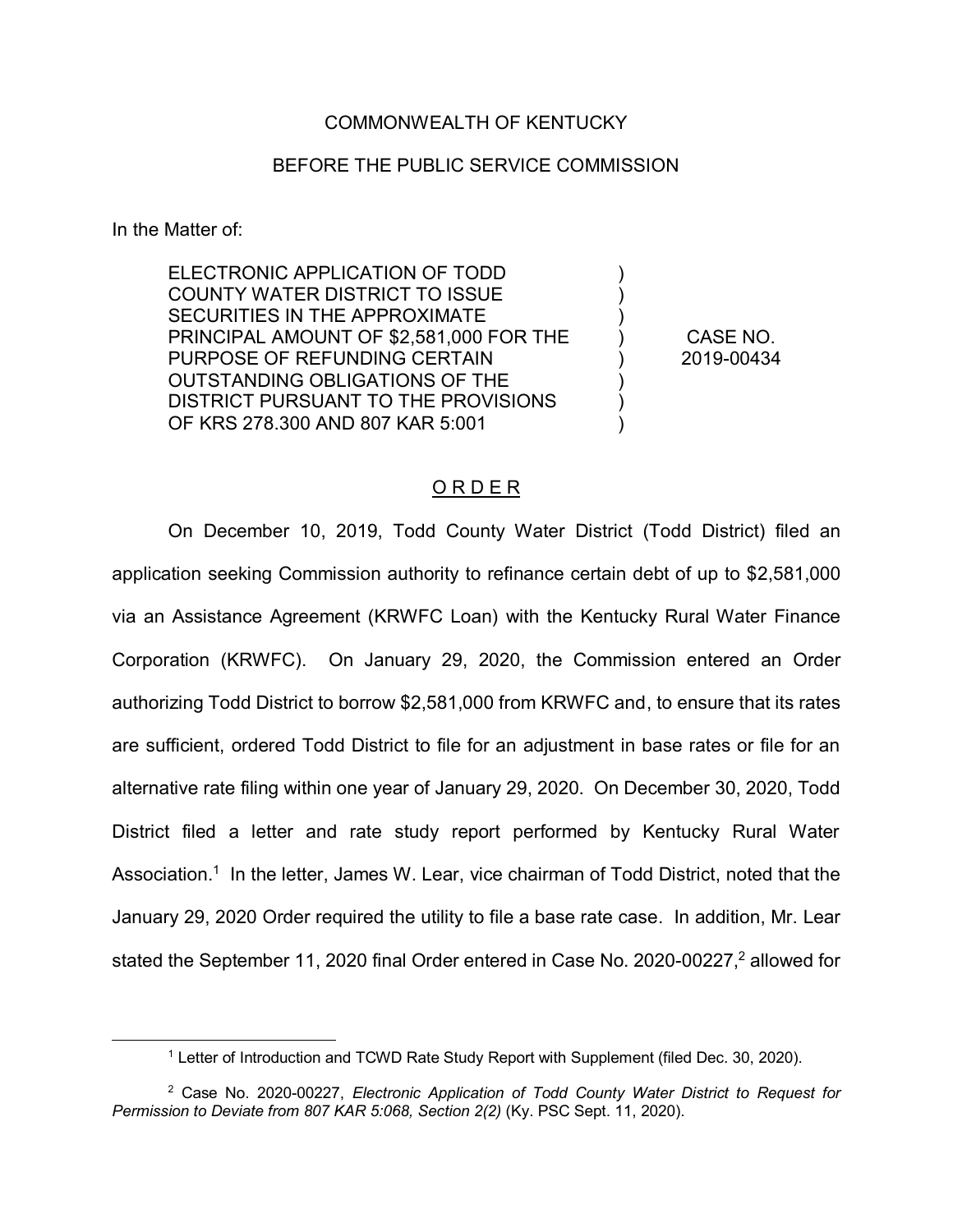COMMONWEALTH OF KENTUCKY

BEFORE THE PUBLIC SERVICE COMMISSION

In the Matter of:

| | | |
|---|---|---|
| ELECTRONIC APPLICATION OF TODD COUNTY WATER DISTRICT TO ISSUE SECURITIES IN THE APPROXIMATE PRINCIPAL AMOUNT OF $2,581,000 FOR THE PURPOSE OF REFUNDING CERTAIN OUTSTANDING OBLIGATIONS OF THE DISTRICT PURSUANT TO THE PROVISIONS OF KRS 278.300 AND 807 KAR 5:001 | ) ) ) ) ) ) ) ) | CASE NO. 2019-00434 |

## O R D E R

On December 10, 2019, Todd County Water District (Todd District) filed an application seeking Commission authority to refinance certain debt of up to $2,581,000 via an Assistance Agreement (KRWFC Loan) with the Kentucky Rural Water Finance Corporation (KRWFC). On January 29, 2020, the Commission entered an Order authorizing Todd District to borrow $2,581,000 from KRWFC and, to ensure that its rates are sufficient, ordered Todd District to file for an adjustment in base rates or file for an alternative rate filing within one year of January 29, 2020. On December 30, 2020, Todd District filed a letter and rate study report performed by Kentucky Rural Water Association.[1] In the letter, James W. Lear, vice chairman of Todd District, noted that the January 29, 2020 Order required the utility to file a base rate case. In addition, Mr. Lear stated the September 11, 2020 final Order entered in Case No. 2020-00227,[2] allowed for

[1] Letter of Introduction and TCWD Rate Study Report with Supplement (filed Dec. 30, 2020).

[2] Case No. 2020-00227, *Electronic Application of Todd County Water District to Request for Permission to Deviate from 807 KAR 5:068, Section 2(2)* (Ky. PSC Sept. 11, 2020).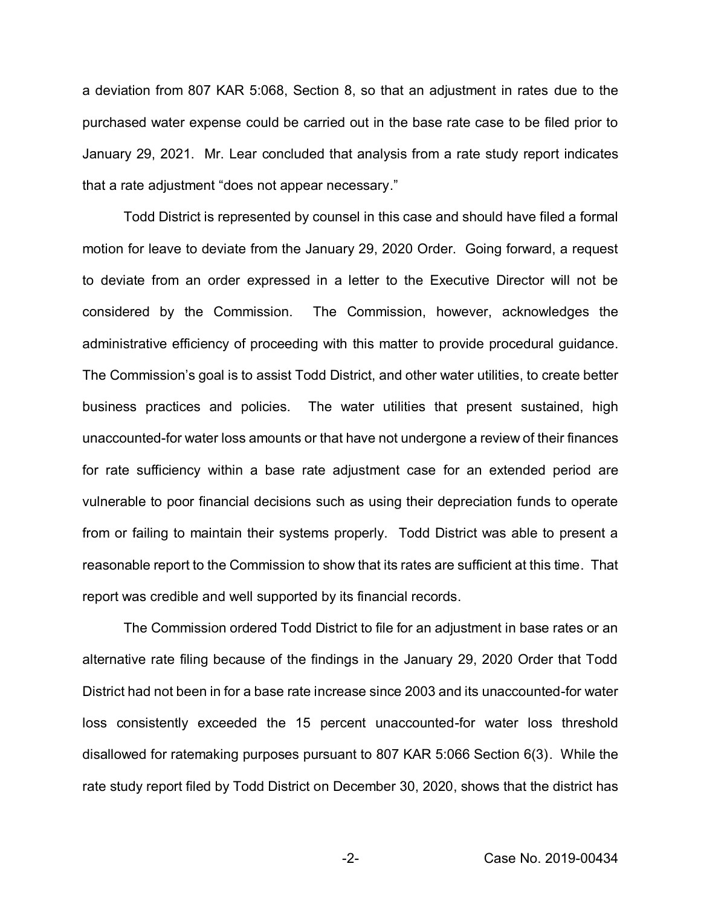a deviation from 807 KAR 5:068, Section 8, so that an adjustment in rates due to the purchased water expense could be carried out in the base rate case to be filed prior to January 29, 2021. Mr. Lear concluded that analysis from a rate study report indicates that a rate adjustment "does not appear necessary."

Todd District is represented by counsel in this case and should have filed a formal motion for leave to deviate from the January 29, 2020 Order. Going forward, a request to deviate from an order expressed in a letter to the Executive Director will not be considered by the Commission. The Commission, however, acknowledges the administrative efficiency of proceeding with this matter to provide procedural guidance. The Commission's goal is to assist Todd District, and other water utilities, to create better business practices and policies. The water utilities that present sustained, high unaccounted-for water loss amounts or that have not undergone a review of their finances for rate sufficiency within a base rate adjustment case for an extended period are vulnerable to poor financial decisions such as using their depreciation funds to operate from or failing to maintain their systems properly. Todd District was able to present a reasonable report to the Commission to show that its rates are sufficient at this time. That report was credible and well supported by its financial records.

The Commission ordered Todd District to file for an adjustment in base rates or an alternative rate filing because of the findings in the January 29, 2020 Order that Todd District had not been in for a base rate increase since 2003 and its unaccounted-for water loss consistently exceeded the 15 percent unaccounted-for water loss threshold disallowed for ratemaking purposes pursuant to 807 KAR 5:066 Section 6(3). While the rate study report filed by Todd District on December 30, 2020, shows that the district has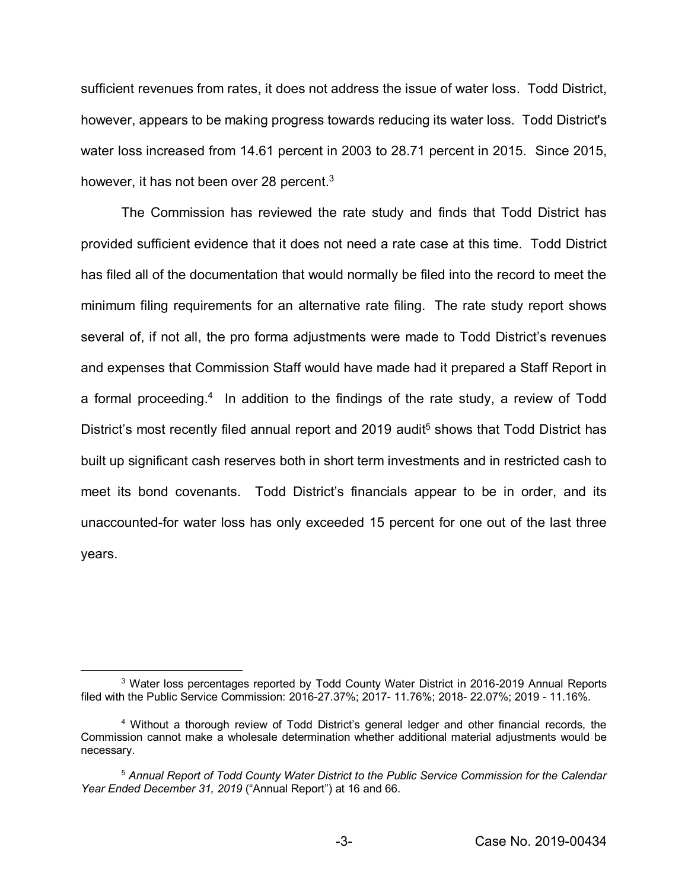sufficient revenues from rates, it does not address the issue of water loss. Todd District, however, appears to be making progress towards reducing its water loss. Todd District's water loss increased from 14.61 percent in 2003 to 28.71 percent in 2015. Since 2015, however, it has not been over 28 percent.[3]

The Commission has reviewed the rate study and finds that Todd District has provided sufficient evidence that it does not need a rate case at this time. Todd District has filed all of the documentation that would normally be filed into the record to meet the minimum filing requirements for an alternative rate filing. The rate study report shows several of, if not all, the pro forma adjustments were made to Todd District's revenues and expenses that Commission Staff would have made had it prepared a Staff Report in a formal proceeding.[4] In addition to the findings of the rate study, a review of Todd District's most recently filed annual report and 2019 audit[5] shows that Todd District has built up significant cash reserves both in short term investments and in restricted cash to meet its bond covenants. Todd District's financials appear to be in order, and its unaccounted-for water loss has only exceeded 15 percent for one out of the last three years.

---

[3] Water loss percentages reported by Todd County Water District in 2016-2019 Annual Reports filed with the Public Service Commission: 2016-27.37%; 2017- 11.76%; 2018- 22.07%; 2019 - 11.16%.

[4] Without a thorough review of Todd District's general ledger and other financial records, the Commission cannot make a wholesale determination whether additional material adjustments would be necessary.

[5] *Annual Report of Todd County Water District to the Public Service Commission for the Calendar Year Ended December 31, 2019* ("Annual Report") at 16 and 66.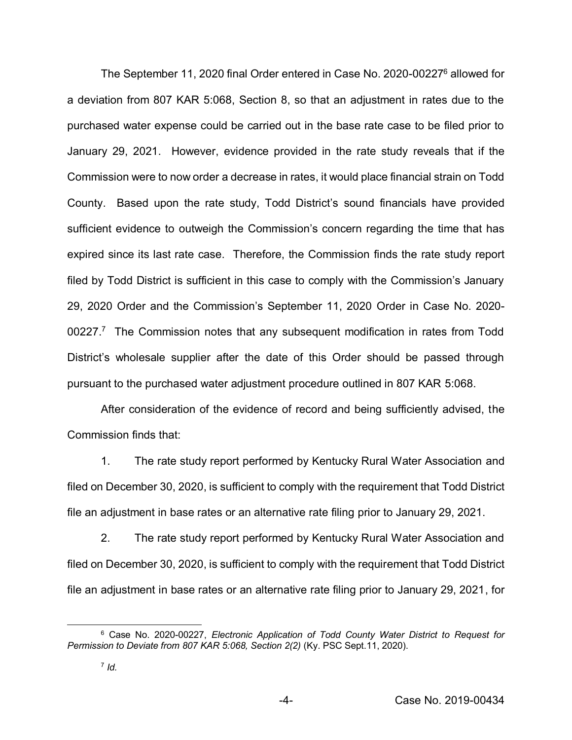The September 11, 2020 final Order entered in Case No. 2020-00227[6] allowed for a deviation from 807 KAR 5:068, Section 8, so that an adjustment in rates due to the purchased water expense could be carried out in the base rate case to be filed prior to January 29, 2021. However, evidence provided in the rate study reveals that if the Commission were to now order a decrease in rates, it would place financial strain on Todd County. Based upon the rate study, Todd District's sound financials have provided sufficient evidence to outweigh the Commission's concern regarding the time that has expired since its last rate case. Therefore, the Commission finds the rate study report filed by Todd District is sufficient in this case to comply with the Commission's January 29, 2020 Order and the Commission's September 11, 2020 Order in Case No. 2020-00227.[7] The Commission notes that any subsequent modification in rates from Todd District's wholesale supplier after the date of this Order should be passed through pursuant to the purchased water adjustment procedure outlined in 807 KAR 5:068.

After consideration of the evidence of record and being sufficiently advised, the Commission finds that:

1. The rate study report performed by Kentucky Rural Water Association and filed on December 30, 2020, is sufficient to comply with the requirement that Todd District file an adjustment in base rates or an alternative rate filing prior to January 29, 2021.

2. The rate study report performed by Kentucky Rural Water Association and filed on December 30, 2020, is sufficient to comply with the requirement that Todd District file an adjustment in base rates or an alternative rate filing prior to January 29, 2021, for

---

[6] Case No. 2020-00227, *Electronic Application of Todd County Water District to Request for Permission to Deviate from 807 KAR 5:068, Section 2(2)* (Ky. PSC Sept.11, 2020).

[7] *Id.*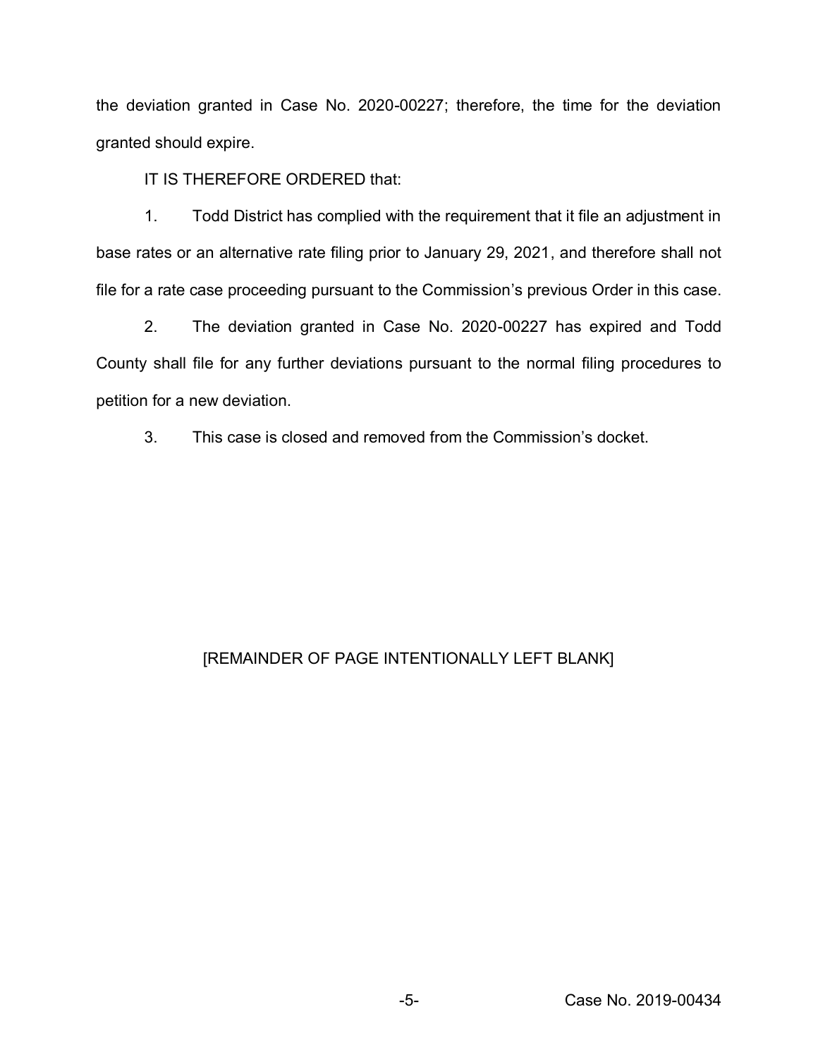the deviation granted in Case No. 2020-00227; therefore, the time for the deviation granted should expire.

IT IS THEREFORE ORDERED that:

1. Todd District has complied with the requirement that it file an adjustment in base rates or an alternative rate filing prior to January 29, 2021, and therefore shall not file for a rate case proceeding pursuant to the Commission's previous Order in this case.

2. The deviation granted in Case No. 2020-00227 has expired and Todd County shall file for any further deviations pursuant to the normal filing procedures to petition for a new deviation.

3. This case is closed and removed from the Commission's docket.

[REMAINDER OF PAGE INTENTIONALLY LEFT BLANK]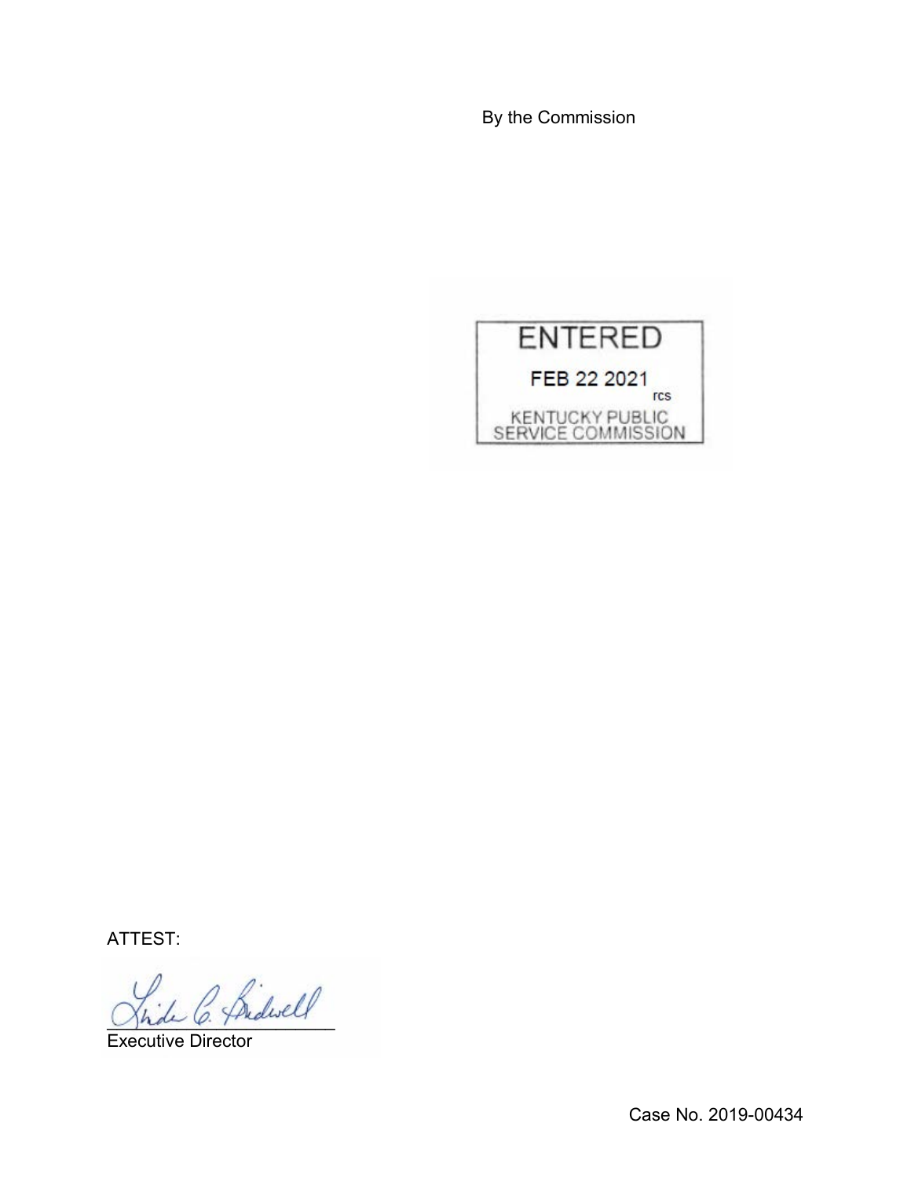By the Commission

ENTERED

FEB 22 2021

rcs

KENTUCKY PUBLIC SERVICE COMMISSION

ATTEST:

Executive Director

Case No. 2019-00434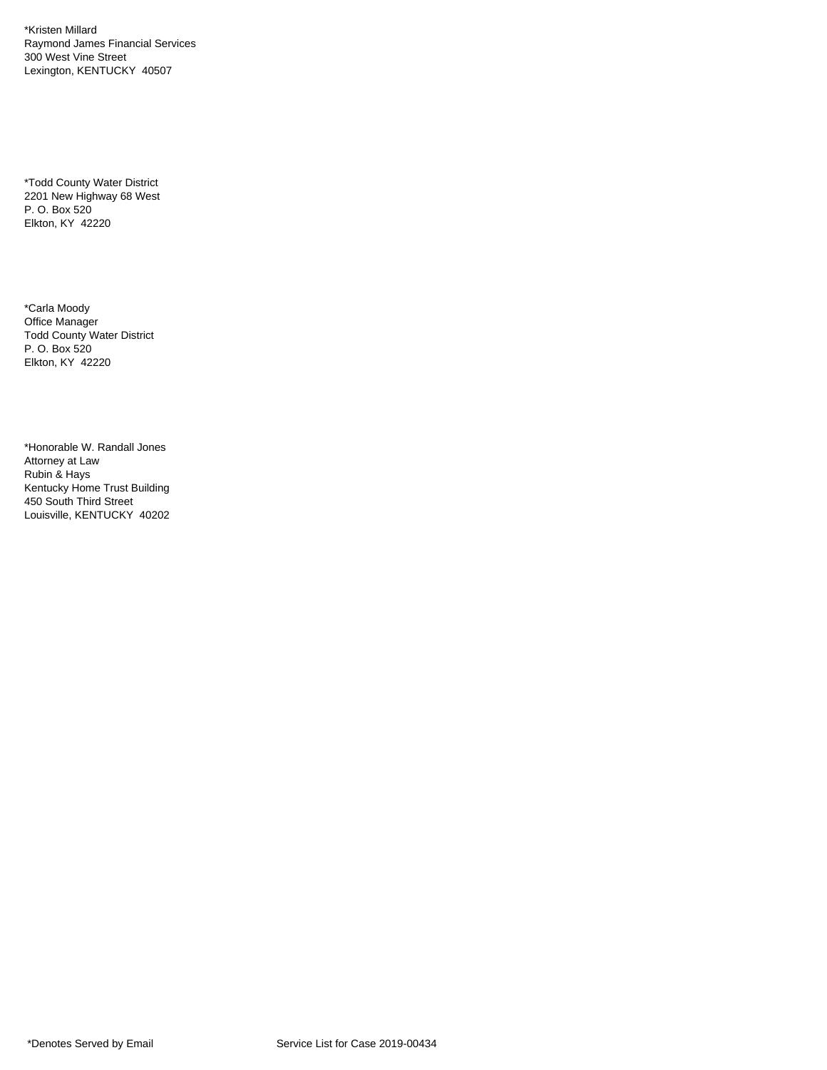*Kristen Millard
Raymond James Financial Services
300 West Vine Street
Lexington, KENTUCKY  40507

*Todd County Water District
2201 New Highway 68 West
P. O. Box 520
Elkton, KY  42220

*Carla Moody
Office Manager
Todd County Water District
P. O. Box 520
Elkton, KY  42220

*Honorable W. Randall Jones
Attorney at Law
Rubin & Hays
Kentucky Home Trust Building
450 South Third Street
Louisville, KENTUCKY  40202

*Denotes Served by Email

Service List for Case 2019-00434